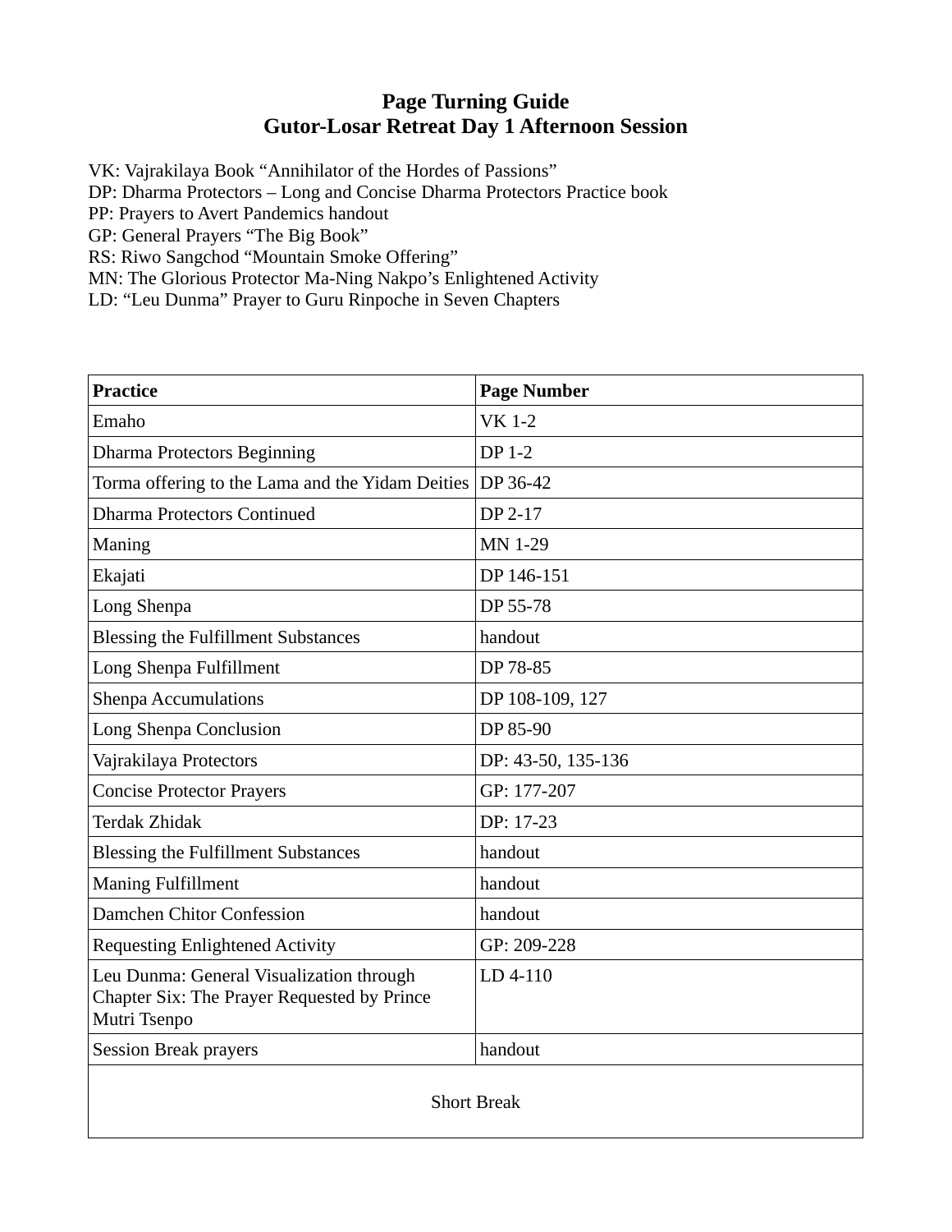# Page Turning Guide
# Gutor-Losar Retreat Day 1 Afternoon Session

VK: Vajrakilaya Book "Annihilator of the Hordes of Passions"
DP: Dharma Protectors – Long and Concise Dharma Protectors Practice book
PP: Prayers to Avert Pandemics handout
GP: General Prayers "The Big Book"
RS: Riwo Sangchod "Mountain Smoke Offering"
MN: The Glorious Protector Ma-Ning Nakpo's Enlightened Activity
LD: "Leu Dunma" Prayer to Guru Rinpoche in Seven Chapters

| **Practice** | **Page Number** |
|---|---|
| Emaho | VK 1-2 |
| Dharma Protectors Beginning | DP 1-2 |
| Torma offering to the Lama and the Yidam Deities | DP 36-42 |
| Dharma Protectors Continued | DP 2-17 |
| Maning | MN 1-29 |
| Ekajati | DP 146-151 |
| Long Shenpa | DP 55-78 |
| Blessing the Fulfillment Substances | handout |
| Long Shenpa Fulfillment | DP 78-85 |
| Shenpa Accumulations | DP 108-109, 127 |
| Long Shenpa Conclusion | DP 85-90 |
| Vajrakilaya Protectors | DP: 43-50, 135-136 |
| Concise Protector Prayers | GP: 177-207 |
| Terdak Zhidak | DP: 17-23 |
| Blessing the Fulfillment Substances | handout |
| Maning Fulfillment | handout |
| Damchen Chitor Confession | handout |
| Requesting Enlightened Activity | GP: 209-228 |
| Leu Dunma: General Visualization through Chapter Six: The Prayer Requested by Prince Mutri Tsenpo | LD 4-110 |
| Session Break prayers | handout |
| Short Break | |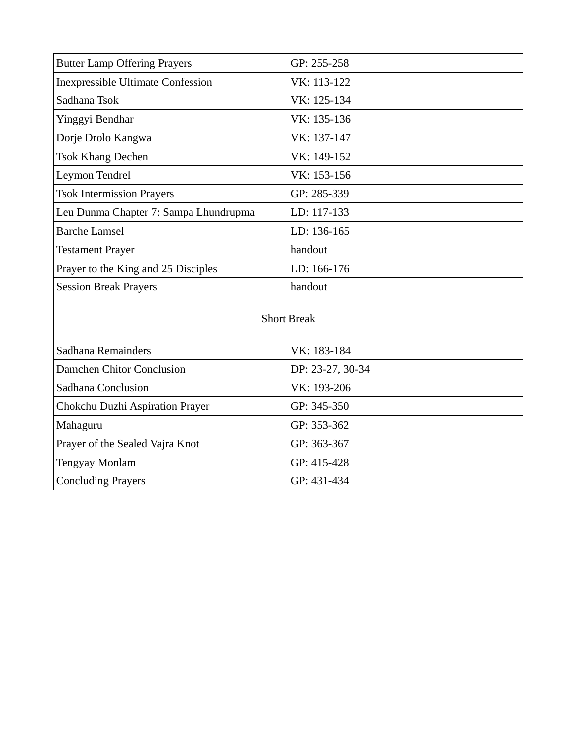| | |
|---|---|
| Butter Lamp Offering Prayers | GP: 255-258 |
| Inexpressible Ultimate Confession | VK: 113-122 |
| Sadhana Tsok | VK: 125-134 |
| Yinggyi Bendhar | VK: 135-136 |
| Dorje Drolo Kangwa | VK: 137-147 |
| Tsok Khang Dechen | VK: 149-152 |
| Leymon Tendrel | VK: 153-156 |
| Tsok Intermission Prayers | GP: 285-339 |
| Leu Dunma Chapter 7: Sampa Lhundrupma | LD: 117-133 |
| Barche Lamsel | LD: 136-165 |
| Testament Prayer | handout |
| Prayer to the King and 25 Disciples | LD: 166-176 |
| Session Break Prayers | handout |
| Short Break | |
| Sadhana Remainders | VK: 183-184 |
| Damchen Chitor Conclusion | DP: 23-27, 30-34 |
| Sadhana Conclusion | VK: 193-206 |
| Chokchu Duzhi Aspiration Prayer | GP: 345-350 |
| Mahaguru | GP: 353-362 |
| Prayer of the Sealed Vajra Knot | GP: 363-367 |
| Tengyay Monlam | GP: 415-428 |
| Concluding Prayers | GP: 431-434 |